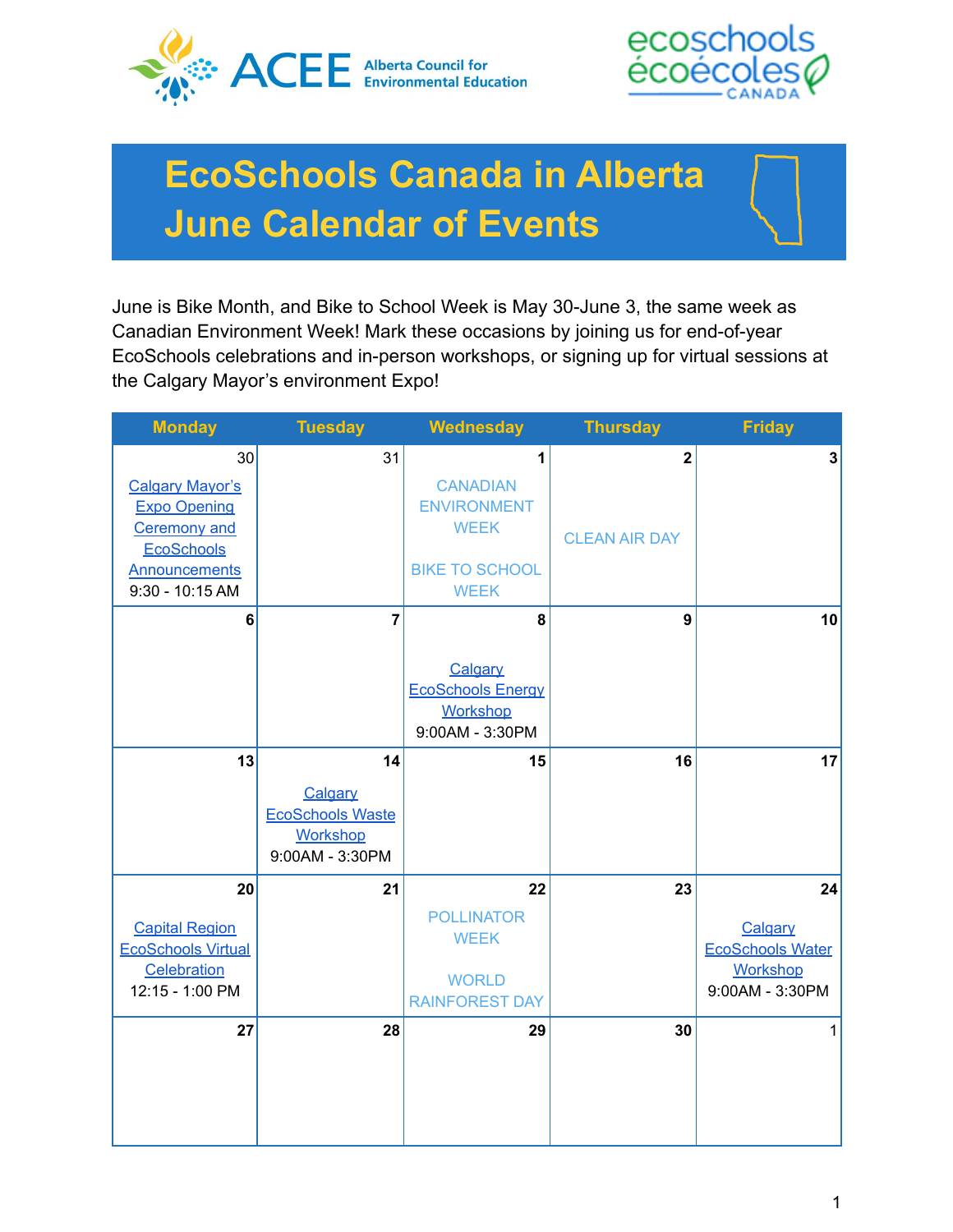ACEE Alberta Council for Environmental Education

ecoschools écoécoles CANADA

# EcoSchools Canada in Alberta June Calendar of Events

June is Bike Month, and Bike to School Week is May 30-June 3, the same week as Canadian Environment Week! Mark these occasions by joining us for end-of-year EcoSchools celebrations and in-person workshops, or signing up for virtual sessions at the Calgary Mayor's environment Expo!

| Monday | Tuesday | Wednesday | Thursday | Friday |
|---|---|---|---|---|
| 30<br>Calgary Mayor's Expo Opening Ceremony and EcoSchools Announcements<br>9:30 - 10:15 AM | 31 | 1<br>CANADIAN ENVIRONMENT WEEK<br>BIKE TO SCHOOL WEEK | 2<br>CLEAN AIR DAY | 3 |
| 6 | 7 | 8<br>Calgary EcoSchools Energy Workshop<br>9:00AM - 3:30PM | 9 | 10 |
| 13 | 14<br>Calgary EcoSchools Waste Workshop<br>9:00AM - 3:30PM | 15 | 16 | 17 |
| 20<br>Capital Region EcoSchools Virtual Celebration<br>12:15 - 1:00 PM | 21 | 22<br>POLLINATOR WEEK<br>WORLD RAINFOREST DAY | 23 | 24<br>Calgary EcoSchools Water Workshop<br>9:00AM - 3:30PM |
| 27 | 28 | 29 | 30 | 1 |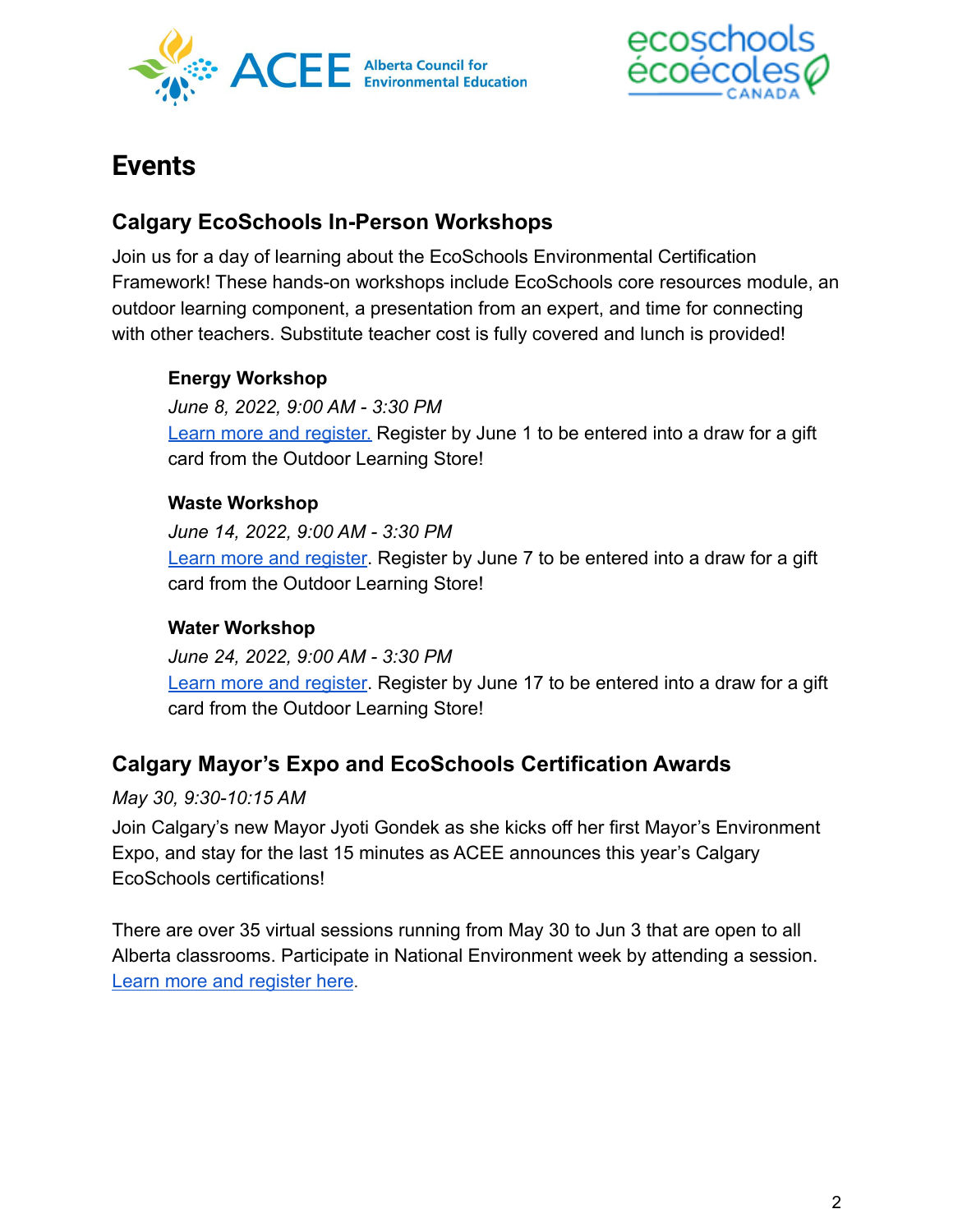# Events

## Calgary EcoSchools In-Person Workshops

Join us for a day of learning about the EcoSchools Environmental Certification Framework! These hands-on workshops include EcoSchools core resources module, an outdoor learning component, a presentation from an expert, and time for connecting with other teachers. Substitute teacher cost is fully covered and lunch is provided!

**Energy Workshop**
*June 8, 2022, 9:00 AM - 3:30 PM*
Learn more and register. Register by June 1 to be entered into a draw for a gift card from the Outdoor Learning Store!

**Waste Workshop**
*June 14, 2022, 9:00 AM - 3:30 PM*
Learn more and register. Register by June 7 to be entered into a draw for a gift card from the Outdoor Learning Store!

**Water Workshop**
*June 24, 2022, 9:00 AM - 3:30 PM*
Learn more and register. Register by June 17 to be entered into a draw for a gift card from the Outdoor Learning Store!

## Calgary Mayor's Expo and EcoSchools Certification Awards

*May 30, 9:30-10:15 AM*

Join Calgary's new Mayor Jyoti Gondek as she kicks off her first Mayor's Environment Expo, and stay for the last 15 minutes as ACEE announces this year's Calgary EcoSchools certifications!

There are over 35 virtual sessions running from May 30 to Jun 3 that are open to all Alberta classrooms. Participate in National Environment week by attending a session. Learn more and register here.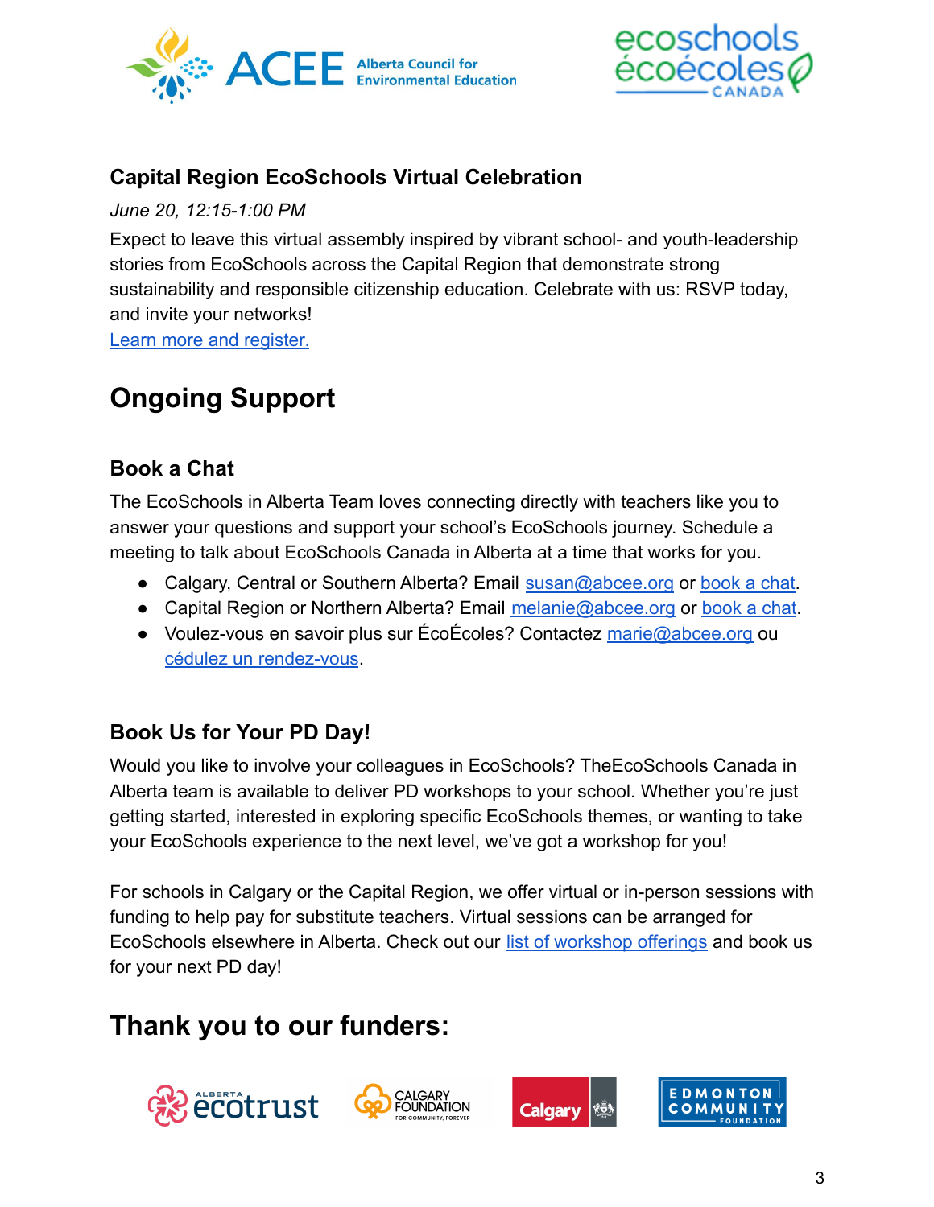### Capital Region EcoSchools Virtual Celebration

*June 20, 12:15-1:00 PM*

Expect to leave this virtual assembly inspired by vibrant school- and youth-leadership stories from EcoSchools across the Capital Region that demonstrate strong sustainability and responsible citizenship education. Celebrate with us: RSVP today, and invite your networks!

Learn more and register.

## Ongoing Support

### Book a Chat

The EcoSchools in Alberta Team loves connecting directly with teachers like you to answer your questions and support your school's EcoSchools journey. Schedule a meeting to talk about EcoSchools Canada in Alberta at a time that works for you.

- Calgary, Central or Southern Alberta? Email susan@abcee.org or book a chat.
- Capital Region or Northern Alberta? Email melanie@abcee.org or book a chat.
- Voulez-vous en savoir plus sur ÉcoÉcoles? Contactez marie@abcee.org ou cédulez un rendez-vous.

### Book Us for Your PD Day!

Would you like to involve your colleagues in EcoSchools? TheEcoSchools Canada in Alberta team is available to deliver PD workshops to your school. Whether you're just getting started, interested in exploring specific EcoSchools themes, or wanting to take your EcoSchools experience to the next level, we've got a workshop for you!

For schools in Calgary or the Capital Region, we offer virtual or in-person sessions with funding to help pay for substitute teachers. Virtual sessions can be arranged for EcoSchools elsewhere in Alberta. Check out our list of workshop offerings and book us for your next PD day!

## Thank you to our funders: